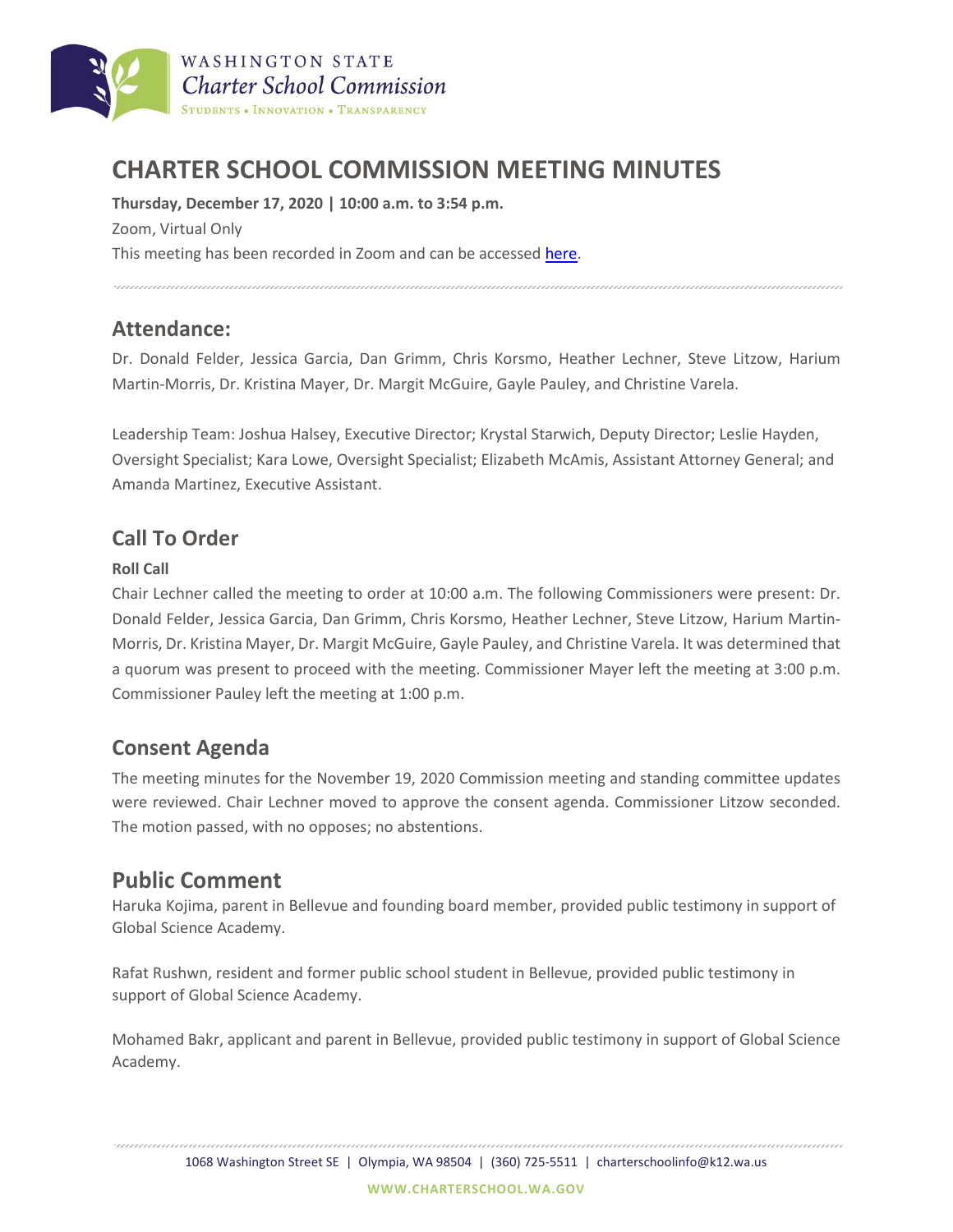# CHARTER SCHOOL COMMISSION MEETING MINUTES

**Thursday, December 17, 2020 | 10:00 a.m. to 3:54 p.m.**

Zoom, Virtual Only

This meeting has been recorded in Zoom and can be accessed here.

## Attendance:

Dr. Donald Felder, Jessica Garcia, Dan Grimm, Chris Korsmo, Heather Lechner, Steve Litzow, Harium Martin-Morris, Dr. Kristina Mayer, Dr. Margit McGuire, Gayle Pauley, and Christine Varela.

Leadership Team: Joshua Halsey, Executive Director; Krystal Starwich, Deputy Director; Leslie Hayden, Oversight Specialist; Kara Lowe, Oversight Specialist; Elizabeth McAmis, Assistant Attorney General; and Amanda Martinez, Executive Assistant.

## Call To Order

**Roll Call**

Chair Lechner called the meeting to order at 10:00 a.m. The following Commissioners were present: Dr. Donald Felder, Jessica Garcia, Dan Grimm, Chris Korsmo, Heather Lechner, Steve Litzow, Harium Martin-Morris, Dr. Kristina Mayer, Dr. Margit McGuire, Gayle Pauley, and Christine Varela. It was determined that a quorum was present to proceed with the meeting. Commissioner Mayer left the meeting at 3:00 p.m. Commissioner Pauley left the meeting at 1:00 p.m.

## Consent Agenda

The meeting minutes for the November 19, 2020 Commission meeting and standing committee updates were reviewed. Chair Lechner moved to approve the consent agenda. Commissioner Litzow seconded. The motion passed, with no opposes; no abstentions.

## Public Comment

Haruka Kojima, parent in Bellevue and founding board member, provided public testimony in support of Global Science Academy.

Rafat Rushwn, resident and former public school student in Bellevue, provided public testimony in support of Global Science Academy.

Mohamed Bakr, applicant and parent in Bellevue, provided public testimony in support of Global Science Academy.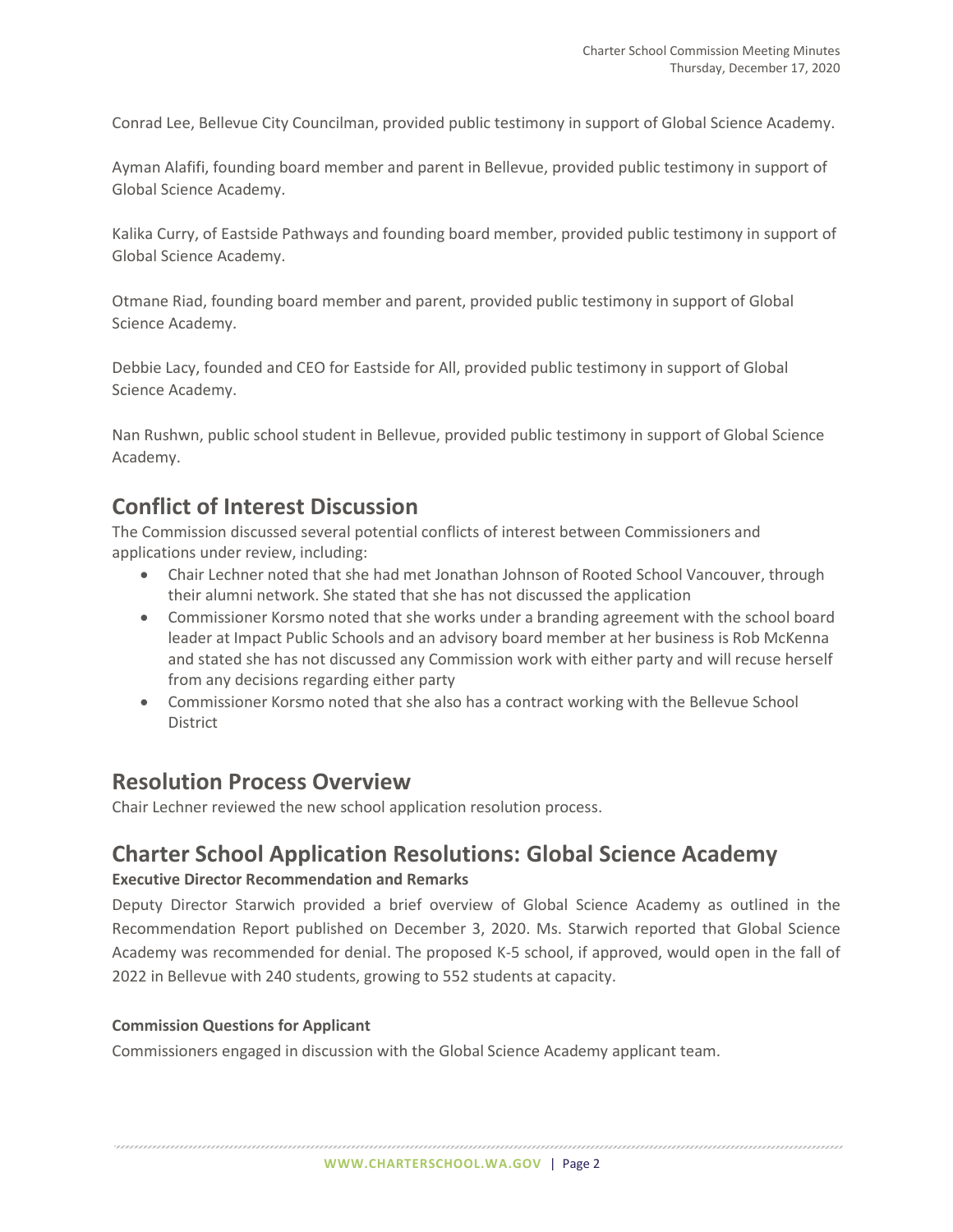Conrad Lee, Bellevue City Councilman, provided public testimony in support of Global Science Academy.

Ayman Alafifi, founding board member and parent in Bellevue, provided public testimony in support of Global Science Academy.

Kalika Curry, of Eastside Pathways and founding board member, provided public testimony in support of Global Science Academy.

Otmane Riad, founding board member and parent, provided public testimony in support of Global Science Academy.

Debbie Lacy, founded and CEO for Eastside for All, provided public testimony in support of Global Science Academy.

Nan Rushwn, public school student in Bellevue, provided public testimony in support of Global Science Academy.

## Conflict of Interest Discussion

The Commission discussed several potential conflicts of interest between Commissioners and applications under review, including:

- Chair Lechner noted that she had met Jonathan Johnson of Rooted School Vancouver, through their alumni network. She stated that she has not discussed the application
- Commissioner Korsmo noted that she works under a branding agreement with the school board leader at Impact Public Schools and an advisory board member at her business is Rob McKenna and stated she has not discussed any Commission work with either party and will recuse herself from any decisions regarding either party
- Commissioner Korsmo noted that she also has a contract working with the Bellevue School District

## Resolution Process Overview

Chair Lechner reviewed the new school application resolution process.

## Charter School Application Resolutions: Global Science Academy

**Executive Director Recommendation and Remarks**

Deputy Director Starwich provided a brief overview of Global Science Academy as outlined in the Recommendation Report published on December 3, 2020. Ms. Starwich reported that Global Science Academy was recommended for denial. The proposed K-5 school, if approved, would open in the fall of 2022 in Bellevue with 240 students, growing to 552 students at capacity.

**Commission Questions for Applicant**

Commissioners engaged in discussion with the Global Science Academy applicant team.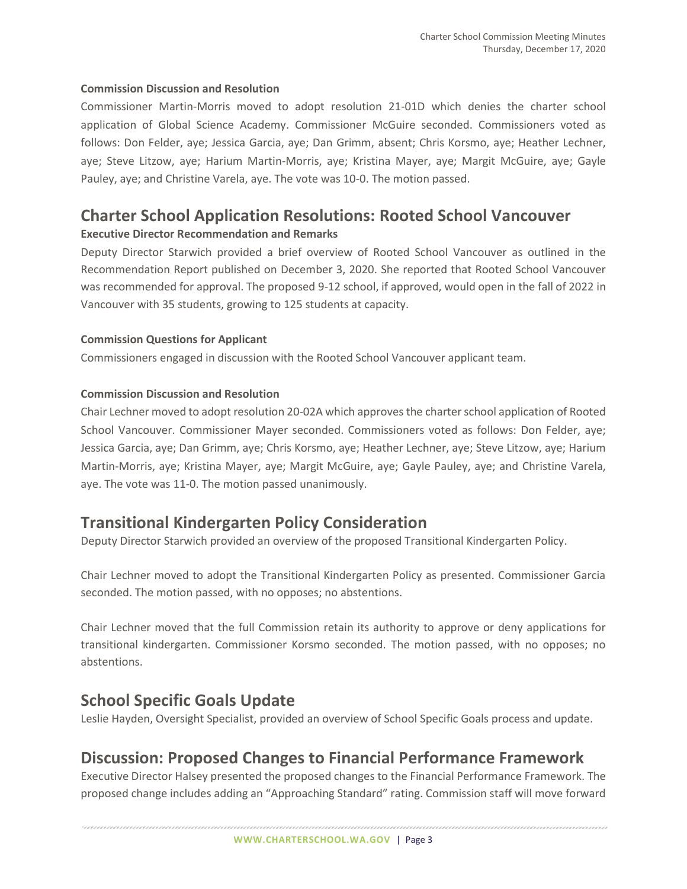### Commission Discussion and Resolution

Commissioner Martin-Morris moved to adopt resolution 21-01D which denies the charter school application of Global Science Academy. Commissioner McGuire seconded. Commissioners voted as follows: Don Felder, aye; Jessica Garcia, aye; Dan Grimm, absent; Chris Korsmo, aye; Heather Lechner, aye; Steve Litzow, aye; Harium Martin-Morris, aye; Kristina Mayer, aye; Margit McGuire, aye; Gayle Pauley, aye; and Christine Varela, aye. The vote was 10-0. The motion passed.

## Charter School Application Resolutions: Rooted School Vancouver

### Executive Director Recommendation and Remarks

Deputy Director Starwich provided a brief overview of Rooted School Vancouver as outlined in the Recommendation Report published on December 3, 2020. She reported that Rooted School Vancouver was recommended for approval. The proposed 9-12 school, if approved, would open in the fall of 2022 in Vancouver with 35 students, growing to 125 students at capacity.

### Commission Questions for Applicant

Commissioners engaged in discussion with the Rooted School Vancouver applicant team.

### Commission Discussion and Resolution

Chair Lechner moved to adopt resolution 20-02A which approves the charter school application of Rooted School Vancouver. Commissioner Mayer seconded. Commissioners voted as follows: Don Felder, aye; Jessica Garcia, aye; Dan Grimm, aye; Chris Korsmo, aye; Heather Lechner, aye; Steve Litzow, aye; Harium Martin-Morris, aye; Kristina Mayer, aye; Margit McGuire, aye; Gayle Pauley, aye; and Christine Varela, aye. The vote was 11-0. The motion passed unanimously.

## Transitional Kindergarten Policy Consideration

Deputy Director Starwich provided an overview of the proposed Transitional Kindergarten Policy.

Chair Lechner moved to adopt the Transitional Kindergarten Policy as presented. Commissioner Garcia seconded. The motion passed, with no opposes; no abstentions.

Chair Lechner moved that the full Commission retain its authority to approve or deny applications for transitional kindergarten. Commissioner Korsmo seconded. The motion passed, with no opposes; no abstentions.

## School Specific Goals Update

Leslie Hayden, Oversight Specialist, provided an overview of School Specific Goals process and update.

## Discussion: Proposed Changes to Financial Performance Framework

Executive Director Halsey presented the proposed changes to the Financial Performance Framework. The proposed change includes adding an "Approaching Standard" rating. Commission staff will move forward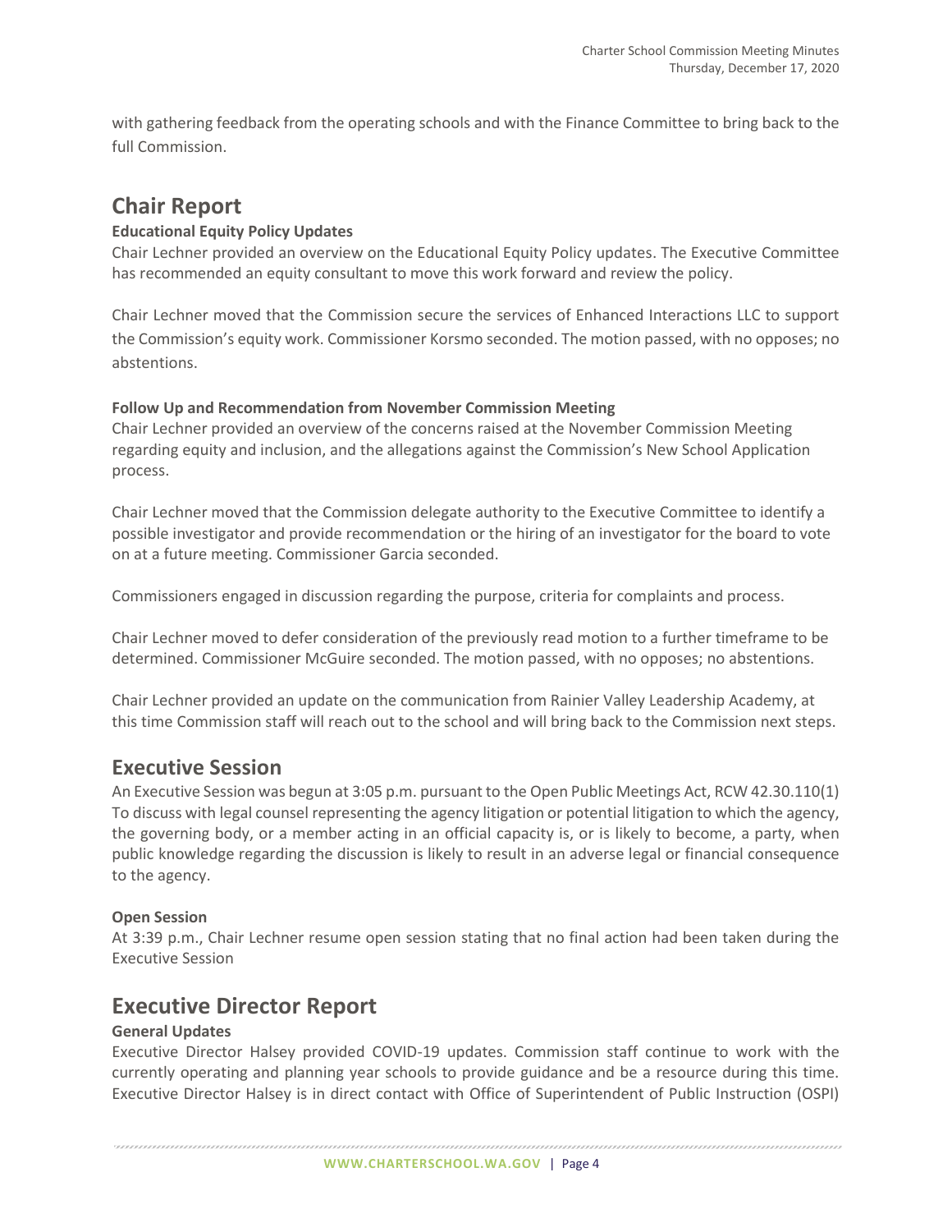with gathering feedback from the operating schools and with the Finance Committee to bring back to the full Commission.

## Chair Report

**Educational Equity Policy Updates**

Chair Lechner provided an overview on the Educational Equity Policy updates. The Executive Committee has recommended an equity consultant to move this work forward and review the policy.

Chair Lechner moved that the Commission secure the services of Enhanced Interactions LLC to support the Commission's equity work. Commissioner Korsmo seconded. The motion passed, with no opposes; no abstentions.

**Follow Up and Recommendation from November Commission Meeting**

Chair Lechner provided an overview of the concerns raised at the November Commission Meeting regarding equity and inclusion, and the allegations against the Commission's New School Application process.

Chair Lechner moved that the Commission delegate authority to the Executive Committee to identify a possible investigator and provide recommendation or the hiring of an investigator for the board to vote on at a future meeting. Commissioner Garcia seconded.

Commissioners engaged in discussion regarding the purpose, criteria for complaints and process.

Chair Lechner moved to defer consideration of the previously read motion to a further timeframe to be determined. Commissioner McGuire seconded. The motion passed, with no opposes; no abstentions.

Chair Lechner provided an update on the communication from Rainier Valley Leadership Academy, at this time Commission staff will reach out to the school and will bring back to the Commission next steps.

## Executive Session

An Executive Session was begun at 3:05 p.m. pursuant to the Open Public Meetings Act, RCW 42.30.110(1) To discuss with legal counsel representing the agency litigation or potential litigation to which the agency, the governing body, or a member acting in an official capacity is, or is likely to become, a party, when public knowledge regarding the discussion is likely to result in an adverse legal or financial consequence to the agency.

**Open Session**

At 3:39 p.m., Chair Lechner resume open session stating that no final action had been taken during the Executive Session

## Executive Director Report

**General Updates**

Executive Director Halsey provided COVID-19 updates. Commission staff continue to work with the currently operating and planning year schools to provide guidance and be a resource during this time. Executive Director Halsey is in direct contact with Office of Superintendent of Public Instruction (OSPI)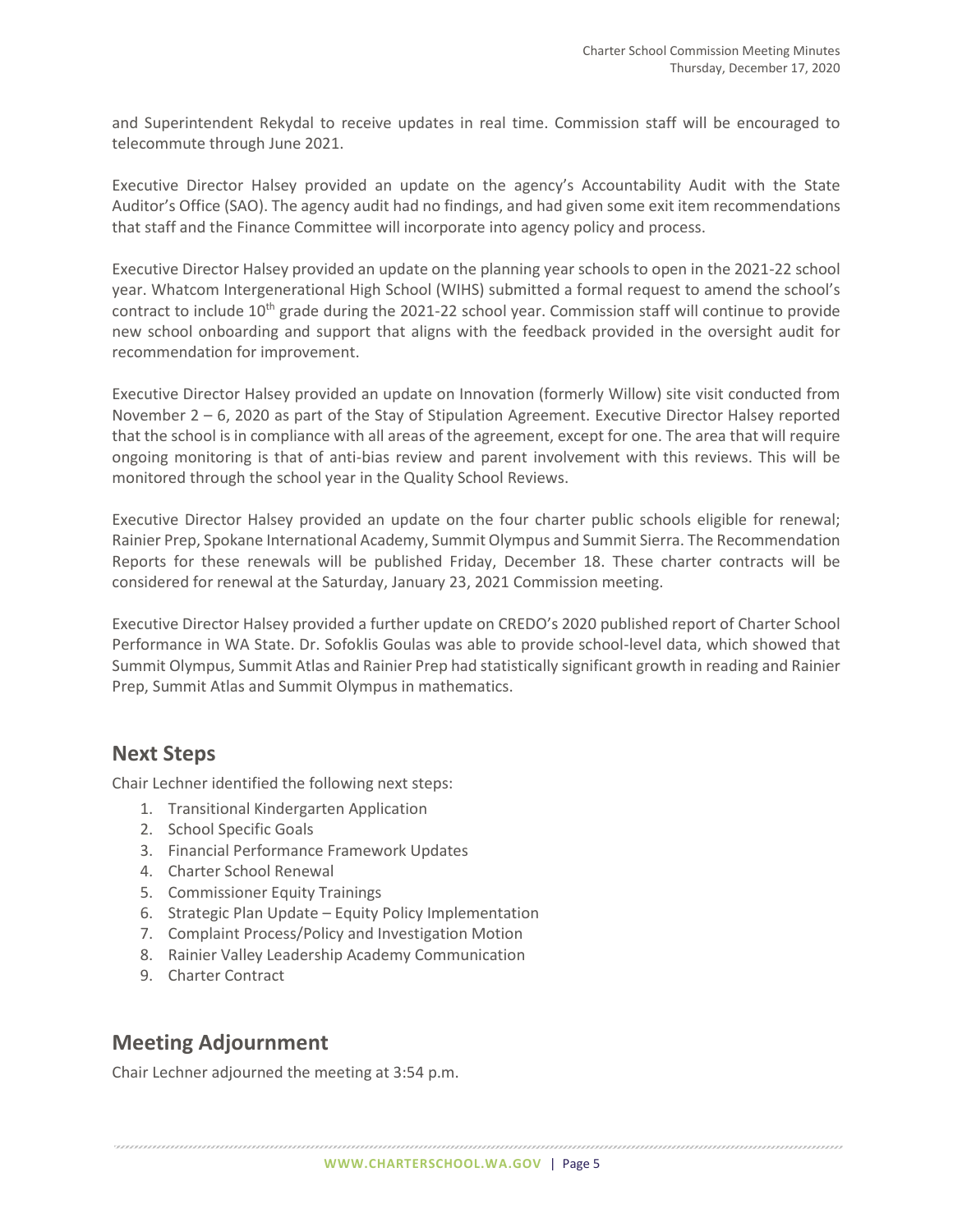and Superintendent Rekydal to receive updates in real time. Commission staff will be encouraged to telecommute through June 2021.

Executive Director Halsey provided an update on the agency's Accountability Audit with the State Auditor's Office (SAO). The agency audit had no findings, and had given some exit item recommendations that staff and the Finance Committee will incorporate into agency policy and process.

Executive Director Halsey provided an update on the planning year schools to open in the 2021-22 school year. Whatcom Intergenerational High School (WIHS) submitted a formal request to amend the school's contract to include 10th grade during the 2021-22 school year. Commission staff will continue to provide new school onboarding and support that aligns with the feedback provided in the oversight audit for recommendation for improvement.

Executive Director Halsey provided an update on Innovation (formerly Willow) site visit conducted from November 2 – 6, 2020 as part of the Stay of Stipulation Agreement. Executive Director Halsey reported that the school is in compliance with all areas of the agreement, except for one. The area that will require ongoing monitoring is that of anti-bias review and parent involvement with this reviews. This will be monitored through the school year in the Quality School Reviews.

Executive Director Halsey provided an update on the four charter public schools eligible for renewal; Rainier Prep, Spokane International Academy, Summit Olympus and Summit Sierra. The Recommendation Reports for these renewals will be published Friday, December 18. These charter contracts will be considered for renewal at the Saturday, January 23, 2021 Commission meeting.

Executive Director Halsey provided a further update on CREDO's 2020 published report of Charter School Performance in WA State. Dr. Sofoklis Goulas was able to provide school-level data, which showed that Summit Olympus, Summit Atlas and Rainier Prep had statistically significant growth in reading and Rainier Prep, Summit Atlas and Summit Olympus in mathematics.

## Next Steps

Chair Lechner identified the following next steps:

1. Transitional Kindergarten Application
2. School Specific Goals
3. Financial Performance Framework Updates
4. Charter School Renewal
5. Commissioner Equity Trainings
6. Strategic Plan Update – Equity Policy Implementation
7. Complaint Process/Policy and Investigation Motion
8. Rainier Valley Leadership Academy Communication
9. Charter Contract

## Meeting Adjournment

Chair Lechner adjourned the meeting at 3:54 p.m.